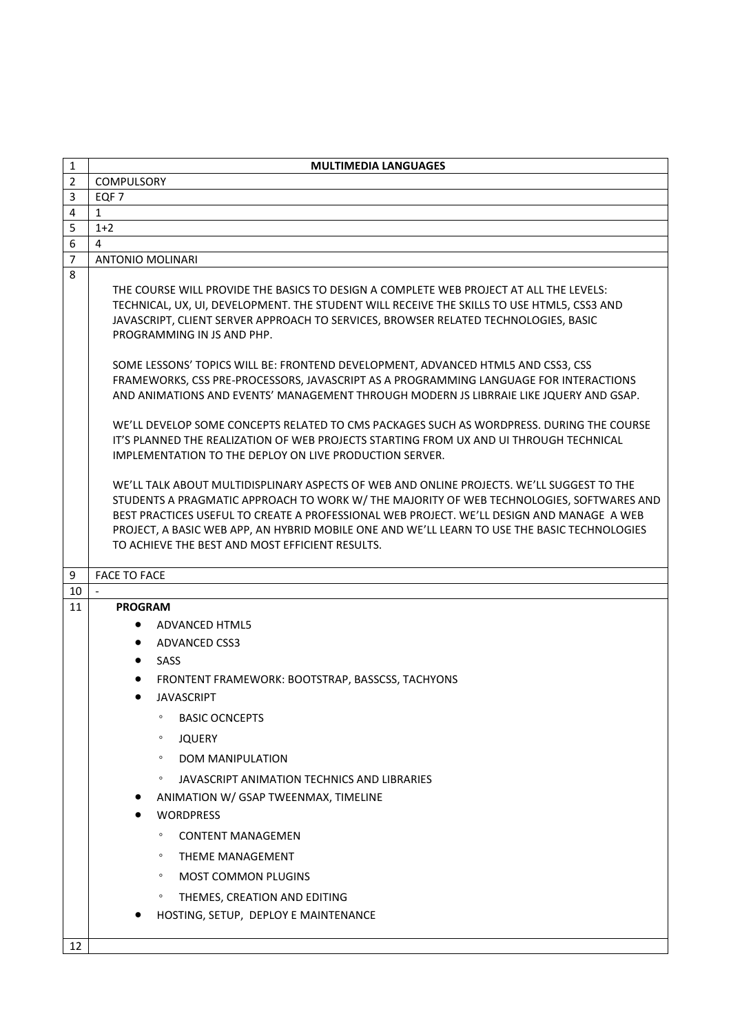| 1 | **MULTIMEDIA LANGUAGES** |
|---|---|
| 2 | COMPULSORY |
| 3 | EQF 7 |
| 4 | 1 |
| 5 | 1+2 |
| 6 | 4 |
| 7 | ANTONIO MOLINARI |
| 8 | THE COURSE WILL PROVIDE THE BASICS TO DESIGN A COMPLETE WEB PROJECT AT ALL THE LEVELS: TECHNICAL, UX, UI, DEVELOPMENT. THE STUDENT WILL RECEIVE THE SKILLS TO USE HTML5, CSS3 AND JAVASCRIPT, CLIENT SERVER APPROACH TO SERVICES, BROWSER RELATED TECHNOLOGIES, BASIC PROGRAMMING IN JS AND PHP.<br><br>SOME LESSONS' TOPICS WILL BE: FRONTEND DEVELOPMENT, ADVANCED HTML5 AND CSS3, CSS FRAMEWORKS, CSS PRE-PROCESSORS, JAVASCRIPT AS A PROGRAMMING LANGUAGE FOR INTERACTIONS AND ANIMATIONS AND EVENTS' MANAGEMENT THROUGH MODERN JS LIBRRAIE LIKE JQUERY AND GSAP.<br><br>WE'LL DEVELOP SOME CONCEPTS RELATED TO CMS PACKAGES SUCH AS WORDPRESS. DURING THE COURSE IT'S PLANNED THE REALIZATION OF WEB PROJECTS STARTING FROM UX AND UI THROUGH TECHNICAL IMPLEMENTATION TO THE DEPLOY ON LIVE PRODUCTION SERVER.<br><br>WE'LL TALK ABOUT MULTIDISPLINARY ASPECTS OF WEB AND ONLINE PROJECTS. WE'LL SUGGEST TO THE STUDENTS A PRAGMATIC APPROACH TO WORK W/ THE MAJORITY OF WEB TECHNOLOGIES, SOFTWARES AND BEST PRACTICES USEFUL TO CREATE A PROFESSIONAL WEB PROJECT. WE'LL DESIGN AND MANAGE A WEB PROJECT, A BASIC WEB APP, AN HYBRID MOBILE ONE AND WE'LL LEARN TO USE THE BASIC TECHNOLOGIES TO ACHIEVE THE BEST AND MOST EFFICIENT RESULTS. |
| 9 | FACE TO FACE |
| 10 | - |
| 11 | **PROGRAM**<br>• ADVANCED HTML5<br>• ADVANCED CSS3<br>• SASS<br>• FRONTENT FRAMEWORK: BOOTSTRAP, BASSCSS, TACHYONS<br>• JAVASCRIPT<br>&nbsp;&nbsp;&nbsp;&nbsp;◦ BASIC OCNCEPTS<br>&nbsp;&nbsp;&nbsp;&nbsp;◦ JQUERY<br>&nbsp;&nbsp;&nbsp;&nbsp;◦ DOM MANIPULATION<br>&nbsp;&nbsp;&nbsp;&nbsp;◦ JAVASCRIPT ANIMATION TECHNICS AND LIBRARIES<br>• ANIMATION W/ GSAP TWEENMAX, TIMELINE<br>• WORDPRESS<br>&nbsp;&nbsp;&nbsp;&nbsp;◦ CONTENT MANAGEMEN<br>&nbsp;&nbsp;&nbsp;&nbsp;◦ THEME MANAGEMENT<br>&nbsp;&nbsp;&nbsp;&nbsp;◦ MOST COMMON PLUGINS<br>&nbsp;&nbsp;&nbsp;&nbsp;◦ THEMES, CREATION AND EDITING<br>• HOSTING, SETUP, DEPLOY E MAINTENANCE |
| 12 | |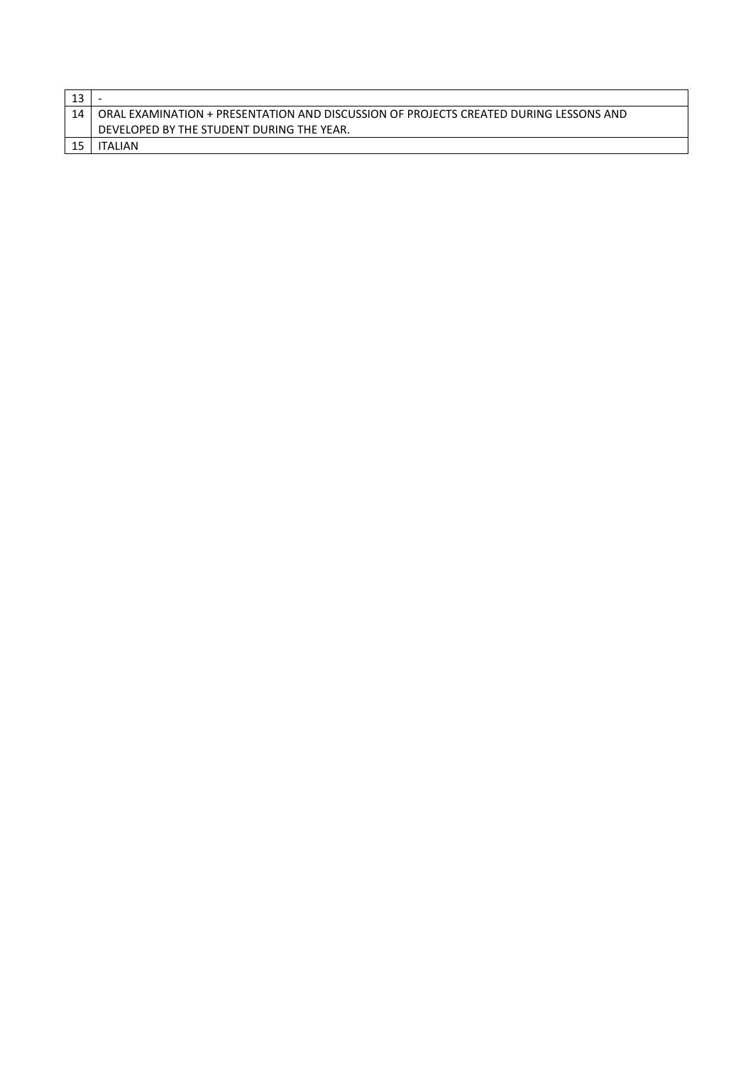| | |
|---|---|
| 13 | - |
| 14 | ORAL EXAMINATION + PRESENTATION AND DISCUSSION OF PROJECTS CREATED DURING LESSONS AND DEVELOPED BY THE STUDENT DURING THE YEAR. |
| 15 | ITALIAN |